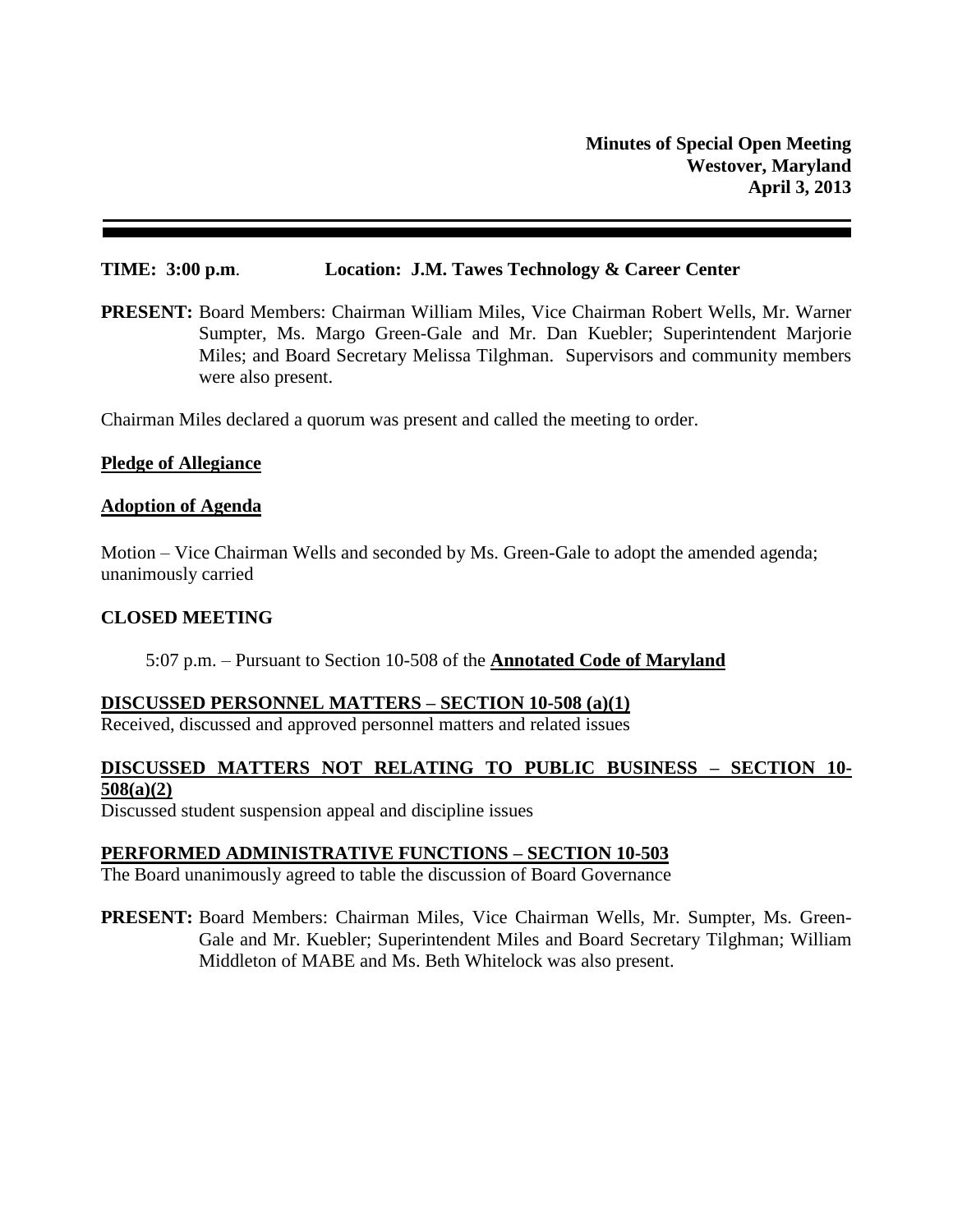**Minutes of Special Open Meeting**
**Westover, Maryland**
**April 3, 2013**

---

**TIME: 3:00 p.m**. **Location: J.M. Tawes Technology & Career Center**

**PRESENT:** Board Members: Chairman William Miles, Vice Chairman Robert Wells, Mr. Warner Sumpter, Ms. Margo Green-Gale and Mr. Dan Kuebler; Superintendent Marjorie Miles; and Board Secretary Melissa Tilghman. Supervisors and community members were also present.

Chairman Miles declared a quorum was present and called the meeting to order.

**Pledge of Allegiance**

**Adoption of Agenda**

Motion – Vice Chairman Wells and seconded by Ms. Green-Gale to adopt the amended agenda; unanimously carried

**CLOSED MEETING**

5:07 p.m. – Pursuant to Section 10-508 of the **Annotated Code of Maryland**

**DISCUSSED PERSONNEL MATTERS – SECTION 10-508 (a)(1)**

Received, discussed and approved personnel matters and related issues

**DISCUSSED MATTERS NOT RELATING TO PUBLIC BUSINESS – SECTION 10-508(a)(2)**

Discussed student suspension appeal and discipline issues

**PERFORMED ADMINISTRATIVE FUNCTIONS – SECTION 10-503**

The Board unanimously agreed to table the discussion of Board Governance

**PRESENT:** Board Members: Chairman Miles, Vice Chairman Wells, Mr. Sumpter, Ms. Green-Gale and Mr. Kuebler; Superintendent Miles and Board Secretary Tilghman; William Middleton of MABE and Ms. Beth Whitelock was also present.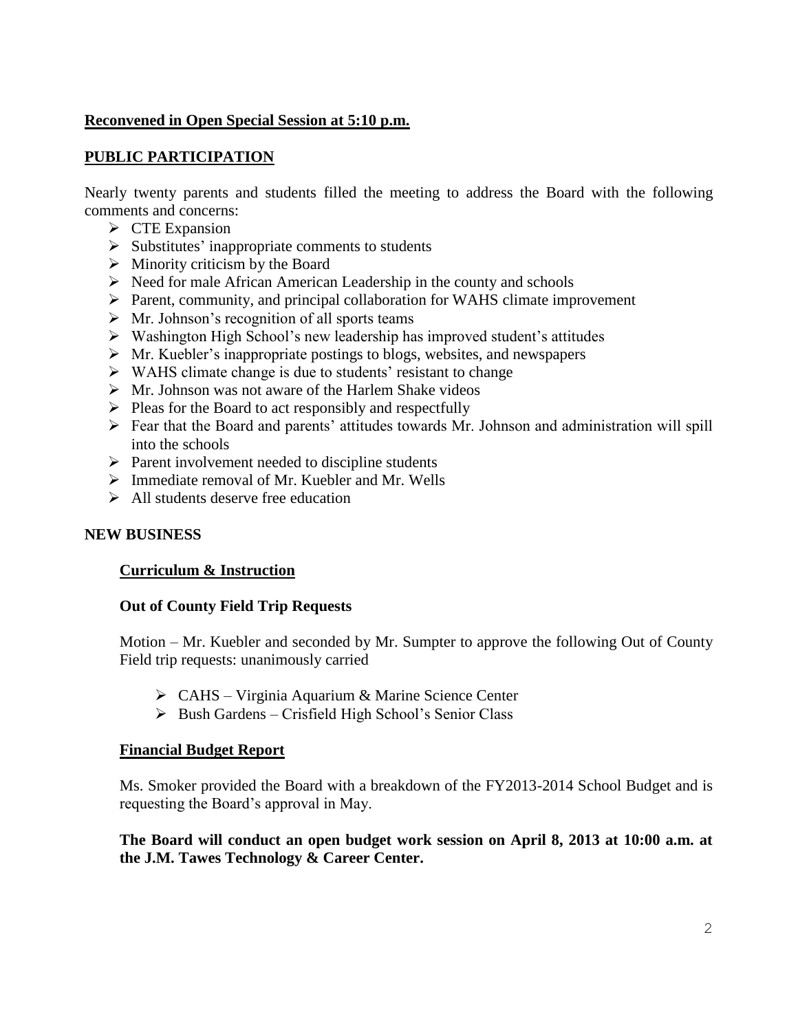**Reconvened in Open Special Session at 5:10 p.m.**

**PUBLIC PARTICIPATION**

Nearly twenty parents and students filled the meeting to address the Board with the following comments and concerns:

- CTE Expansion
- Substitutes' inappropriate comments to students
- Minority criticism by the Board
- Need for male African American Leadership in the county and schools
- Parent, community, and principal collaboration for WAHS climate improvement
- Mr. Johnson's recognition of all sports teams
- Washington High School's new leadership has improved student's attitudes
- Mr. Kuebler's inappropriate postings to blogs, websites, and newspapers
- WAHS climate change is due to students' resistant to change
- Mr. Johnson was not aware of the Harlem Shake videos
- Pleas for the Board to act responsibly and respectfully
- Fear that the Board and parents' attitudes towards Mr. Johnson and administration will spill into the schools
- Parent involvement needed to discipline students
- Immediate removal of Mr. Kuebler and Mr. Wells
- All students deserve free education

**NEW BUSINESS**

**Curriculum & Instruction**

**Out of County Field Trip Requests**

Motion – Mr. Kuebler and seconded by Mr. Sumpter to approve the following Out of County Field trip requests: unanimously carried

- CAHS – Virginia Aquarium & Marine Science Center
- Bush Gardens – Crisfield High School's Senior Class

**Financial Budget Report**

Ms. Smoker provided the Board with a breakdown of the FY2013-2014 School Budget and is requesting the Board's approval in May.

**The Board will conduct an open budget work session on April 8, 2013 at 10:00 a.m. at the J.M. Tawes Technology & Career Center.**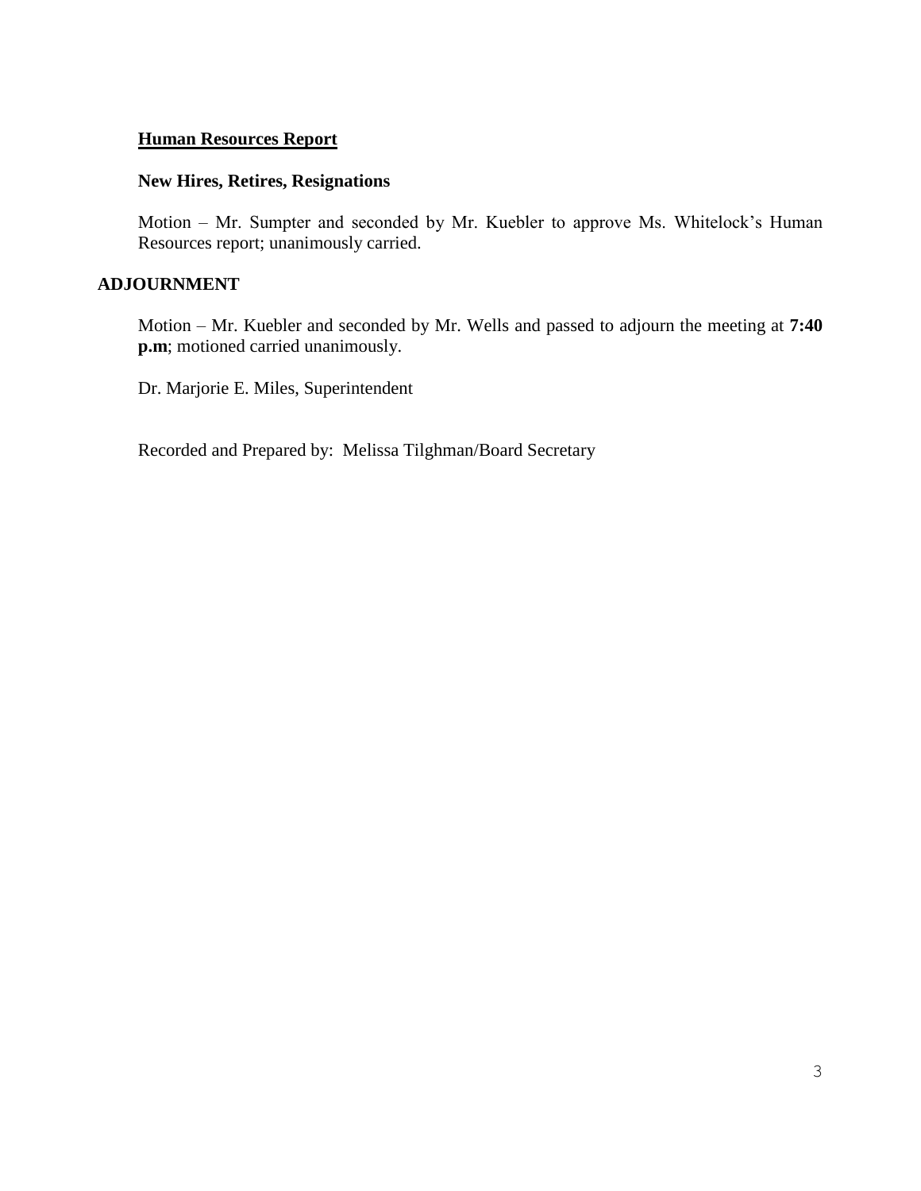**<u>Human Resources Report</u>**

**New Hires, Retires, Resignations**

Motion – Mr. Sumpter and seconded by Mr. Kuebler to approve Ms. Whitelock's Human Resources report; unanimously carried.

## ADJOURNMENT

Motion – Mr. Kuebler and seconded by Mr. Wells and passed to adjourn the meeting at **7:40 p.m**; motioned carried unanimously.

Dr. Marjorie E. Miles, Superintendent

Recorded and Prepared by: Melissa Tilghman/Board Secretary